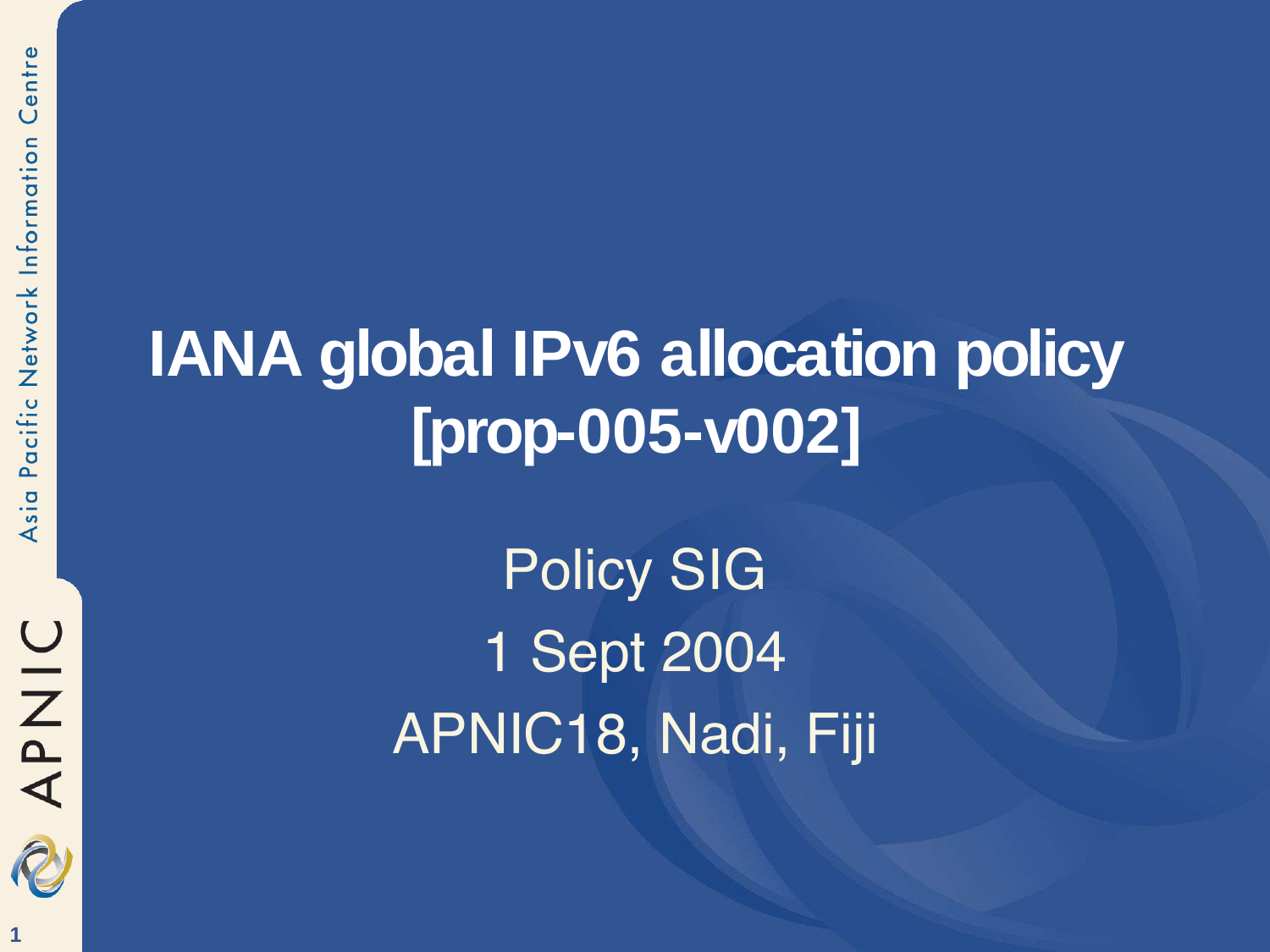# IANA global IPv6 allocation policy [prop-005-v002]

Policy SIG

1 Sept 2004

APNIC18, Nadi, Fiji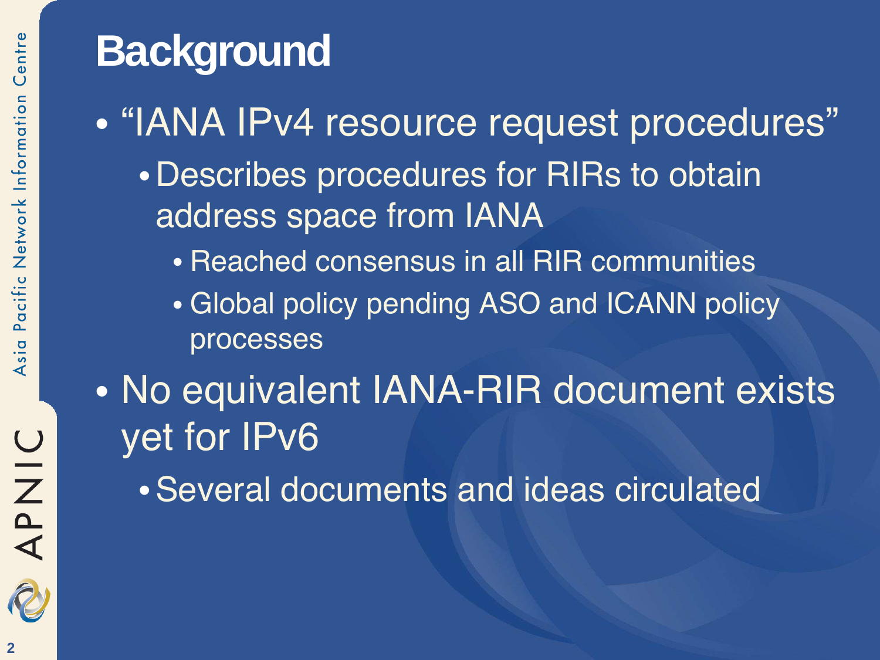# Background

- "IANA IPv4 resource request procedures"
  - Describes procedures for RIRs to obtain address space from IANA
    - Reached consensus in all RIR communities
    - Global policy pending ASO and ICANN policy processes
- No equivalent IANA-RIR document exists yet for IPv6
  - Several documents and ideas circulated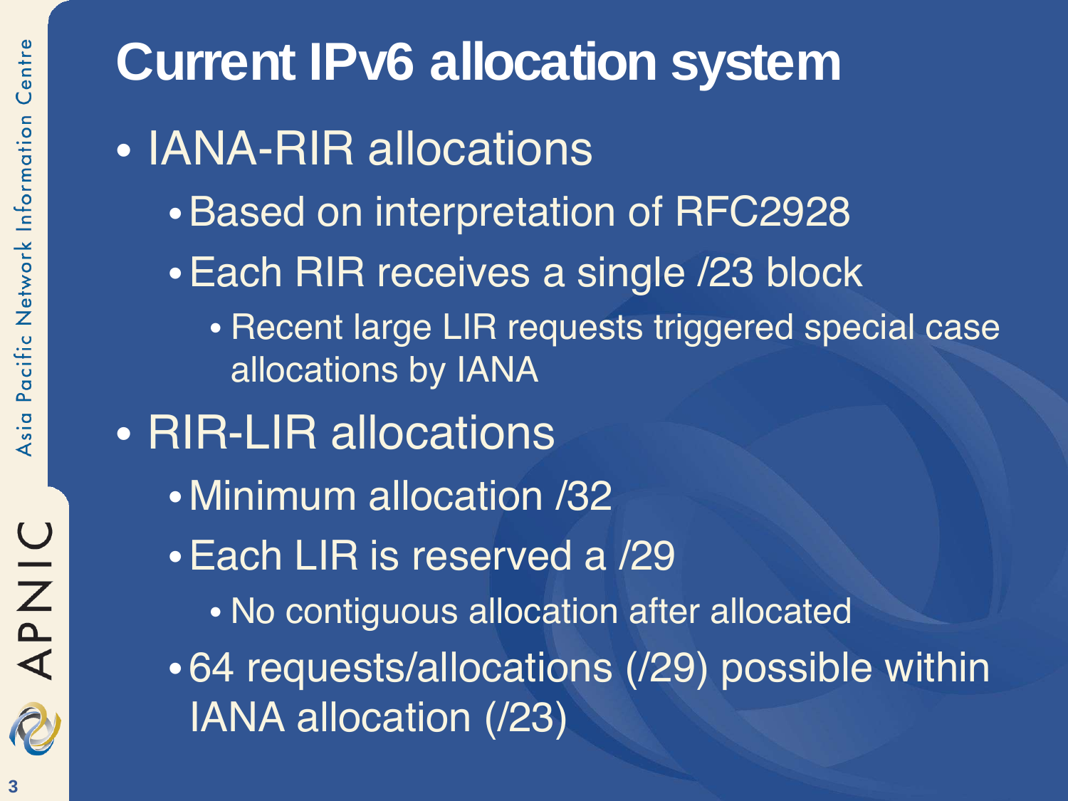# Current IPv6 allocation system

- IANA-RIR allocations
  - Based on interpretation of RFC2928
  - Each RIR receives a single /23 block
    - Recent large LIR requests triggered special case allocations by IANA
- RIR-LIR allocations
  - Minimum allocation /32
  - Each LIR is reserved a /29
    - No contiguous allocation after allocated
  - 64 requests/allocations (/29) possible within IANA allocation (/23)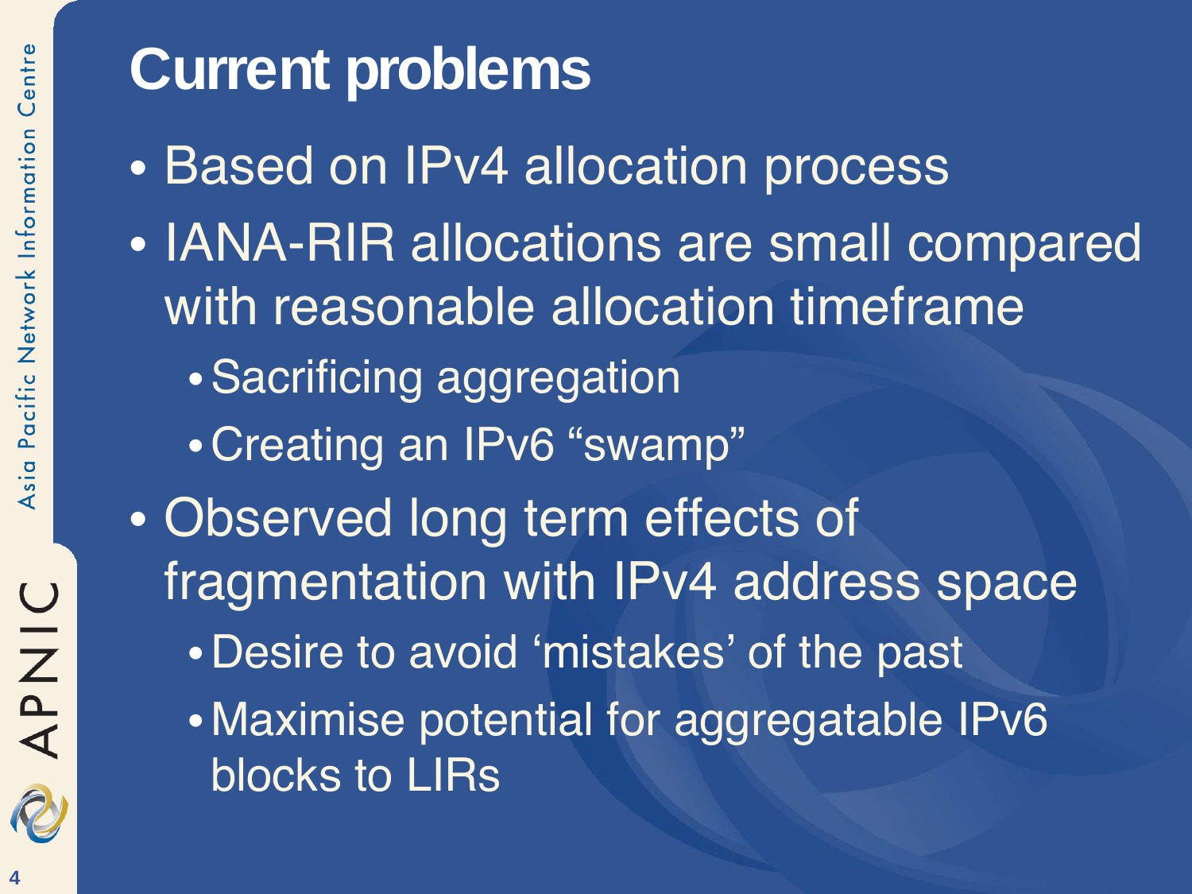# Current problems

- Based on IPv4 allocation process
- IANA-RIR allocations are small compared with reasonable allocation timeframe
  - Sacrificing aggregation
  - Creating an IPv6 “swamp”
- Observed long term effects of fragmentation with IPv4 address space
  - Desire to avoid ‘mistakes’ of the past
  - Maximise potential for aggregatable IPv6 blocks to LIRs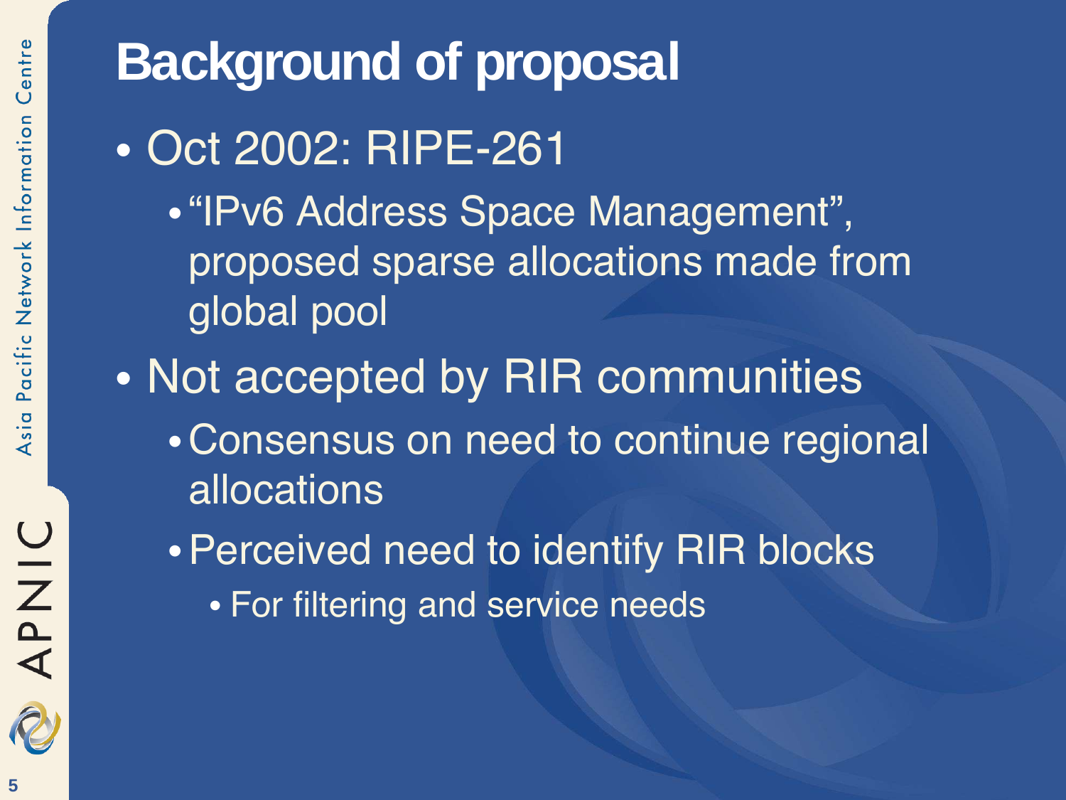# Background of proposal

- Oct 2002: RIPE-261
  - “IPv6 Address Space Management”, proposed sparse allocations made from global pool
- Not accepted by RIR communities
  - Consensus on need to continue regional allocations
  - Perceived need to identify RIR blocks
    - For filtering and service needs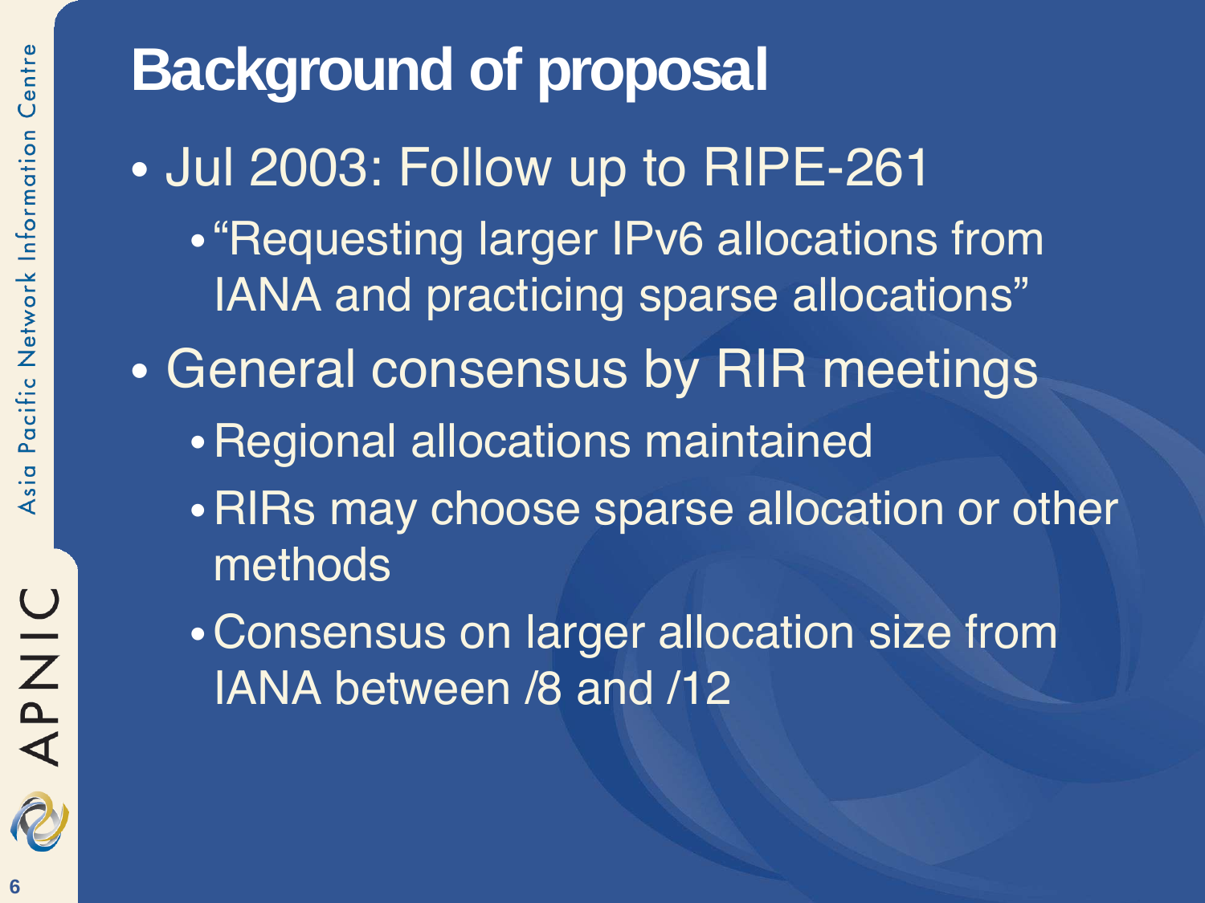# Background of proposal

- Jul 2003: Follow up to RIPE-261
  - "Requesting larger IPv6 allocations from IANA and practicing sparse allocations"
- General consensus by RIR meetings
  - Regional allocations maintained
  - RIRs may choose sparse allocation or other methods
  - Consensus on larger allocation size from IANA between /8 and /12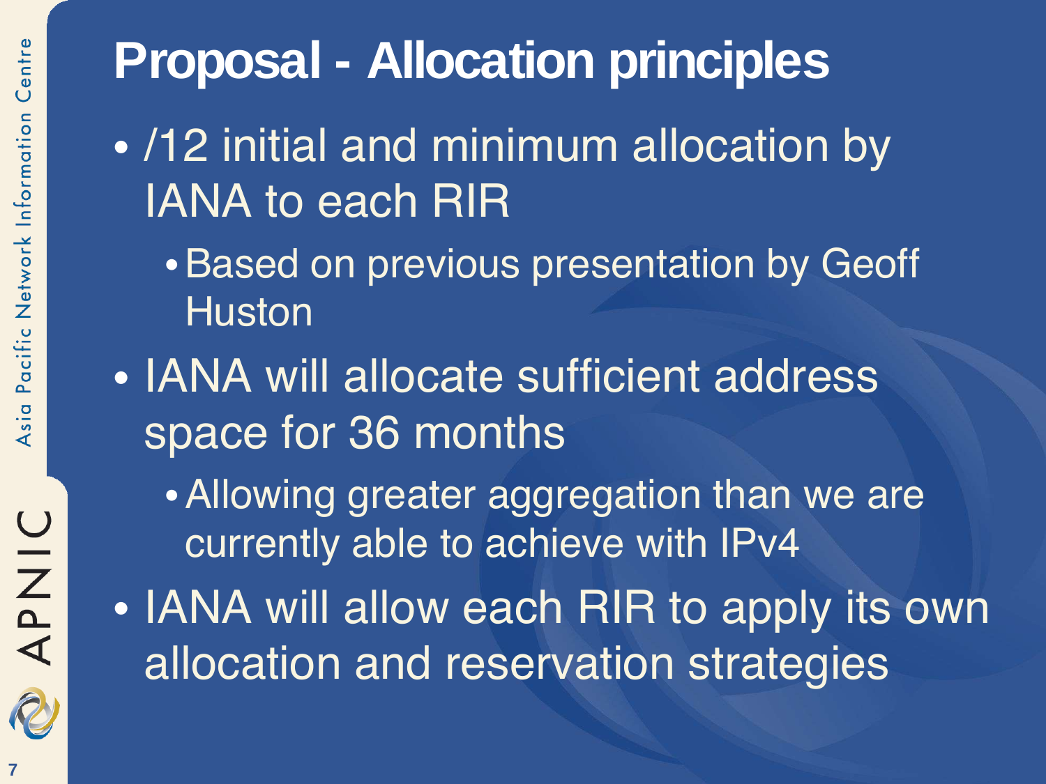# Proposal - Allocation principles

- /12 initial and minimum allocation by IANA to each RIR
  - Based on previous presentation by Geoff Huston
- IANA will allocate sufficient address space for 36 months
  - Allowing greater aggregation than we are currently able to achieve with IPv4
- IANA will allow each RIR to apply its own allocation and reservation strategies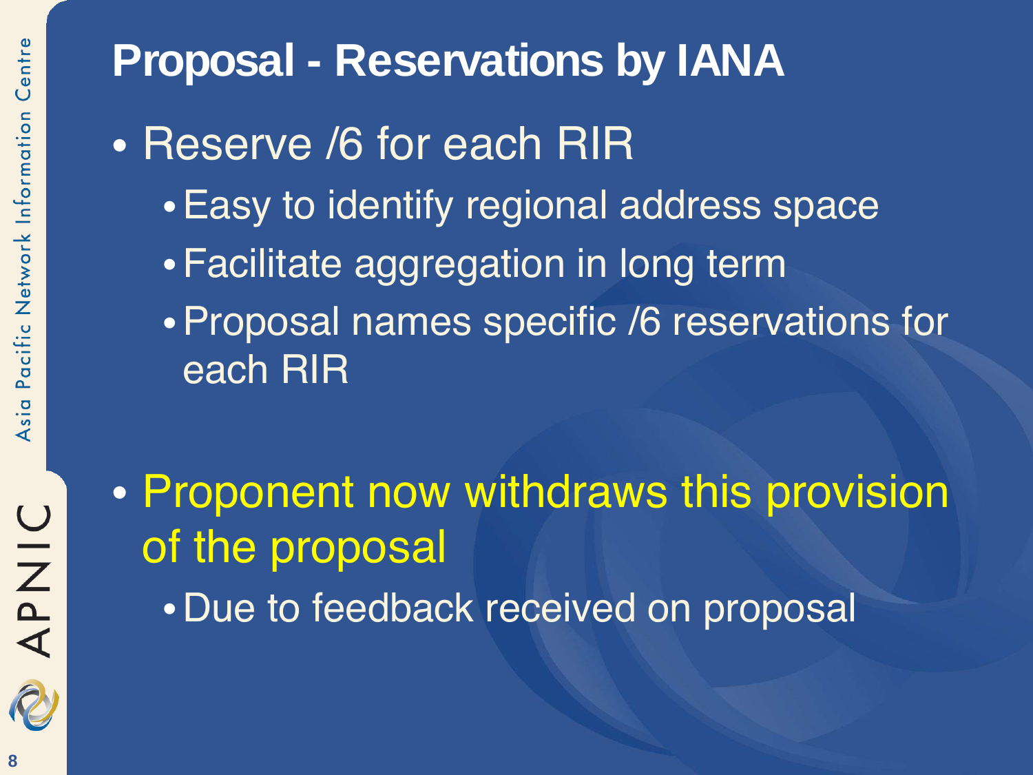# Proposal - Reservations by IANA

- Reserve /6 for each RIR
  - Easy to identify regional address space
  - Facilitate aggregation in long term
  - Proposal names specific /6 reservations for each RIR

- Proponent now withdraws this provision of the proposal
  - Due to feedback received on proposal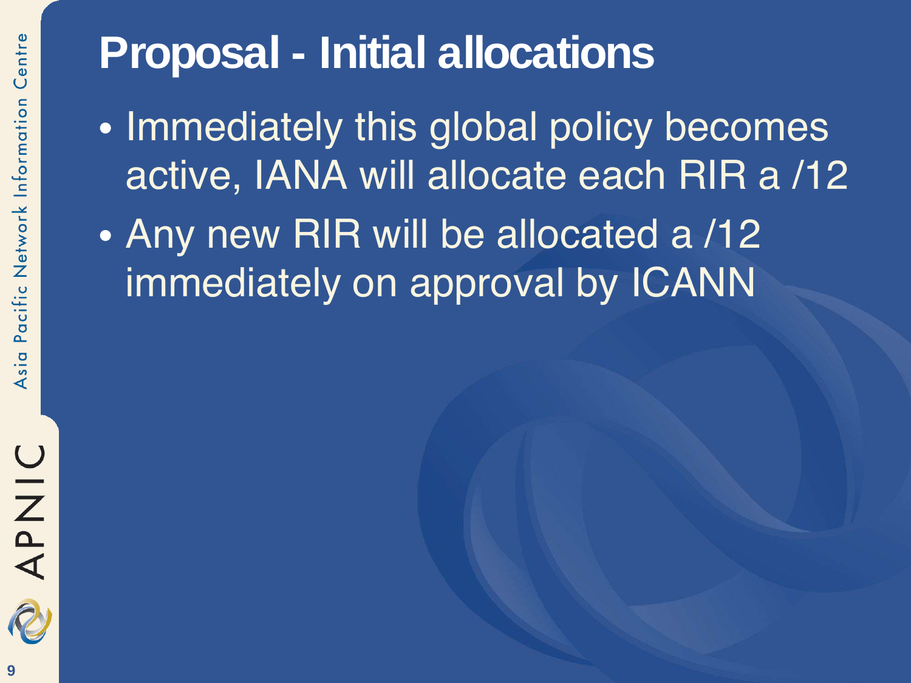# Proposal - Initial allocations

- Immediately this global policy becomes active, IANA will allocate each RIR a /12
- Any new RIR will be allocated a /12 immediately on approval by ICANN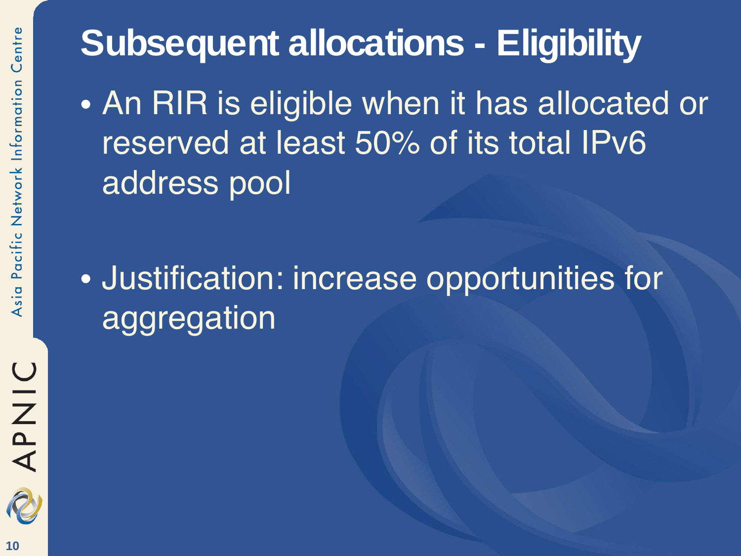# Subsequent allocations - Eligibility

- An RIR is eligible when it has allocated or reserved at least 50% of its total IPv6 address pool

- Justification: increase opportunities for aggregation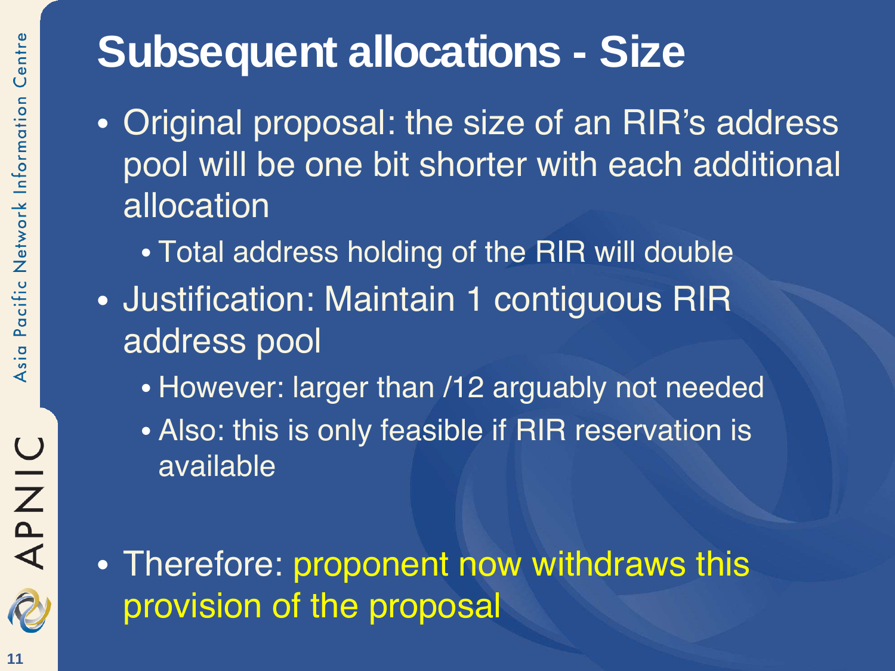# Subsequent allocations - Size

- Original proposal: the size of an RIR's address pool will be one bit shorter with each additional allocation
  - Total address holding of the RIR will double
- Justification: Maintain 1 contiguous RIR address pool
  - However: larger than /12 arguably not needed
  - Also: this is only feasible if RIR reservation is available

- Therefore: proponent now withdraws this provision of the proposal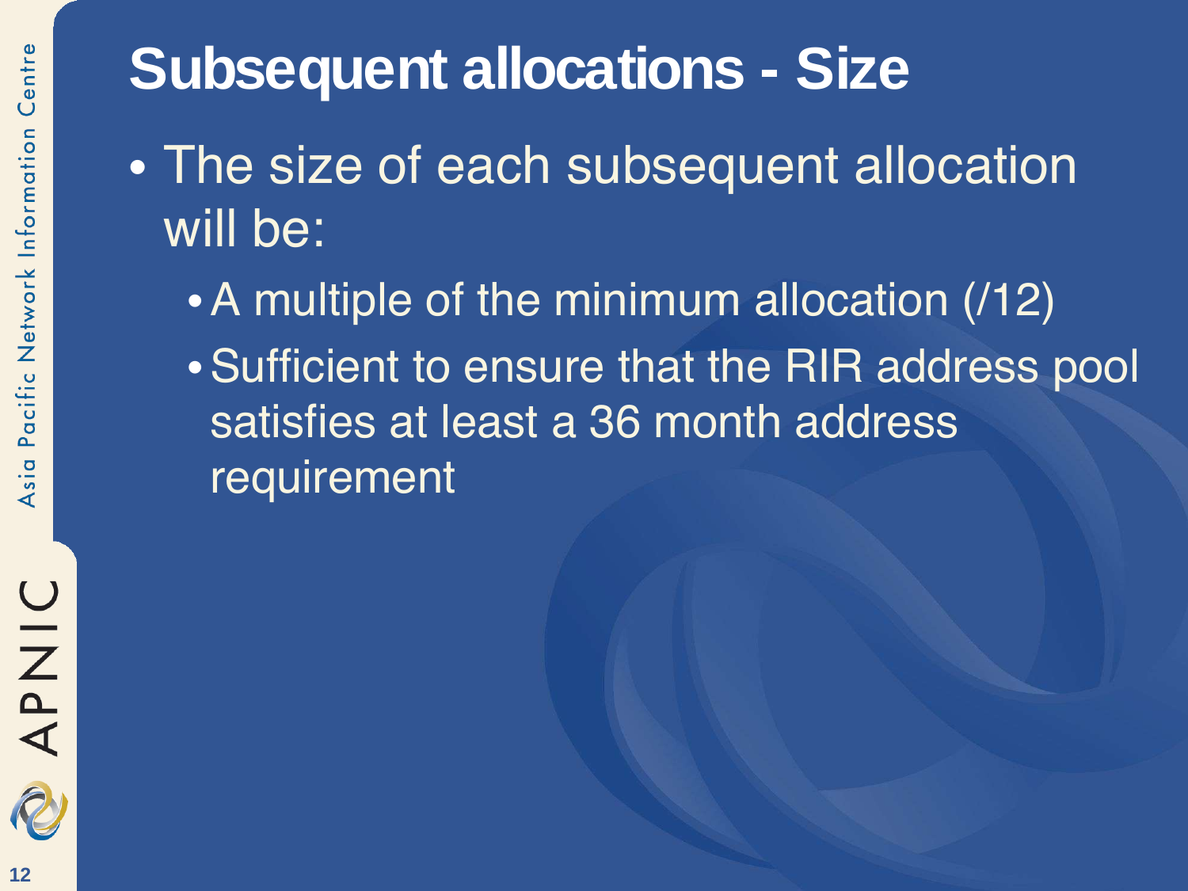# Subsequent allocations - Size

- The size of each subsequent allocation will be:
  - A multiple of the minimum allocation (/12)
  - Sufficient to ensure that the RIR address pool satisfies at least a 36 month address requirement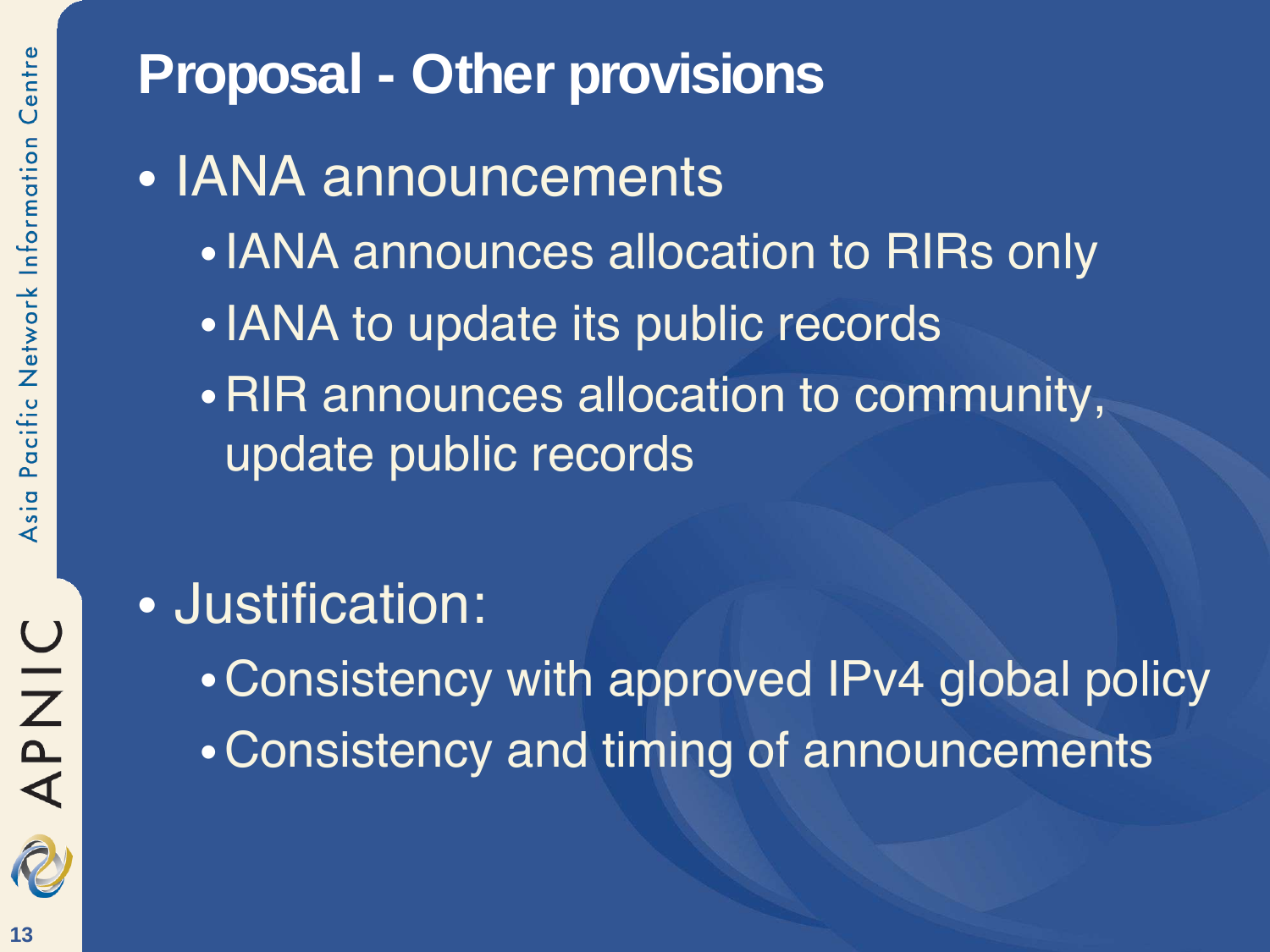# Proposal - Other provisions

- IANA announcements
  - IANA announces allocation to RIRs only
  - IANA to update its public records
  - RIR announces allocation to community, update public records

- Justification:
  - Consistency with approved IPv4 global policy
  - Consistency and timing of announcements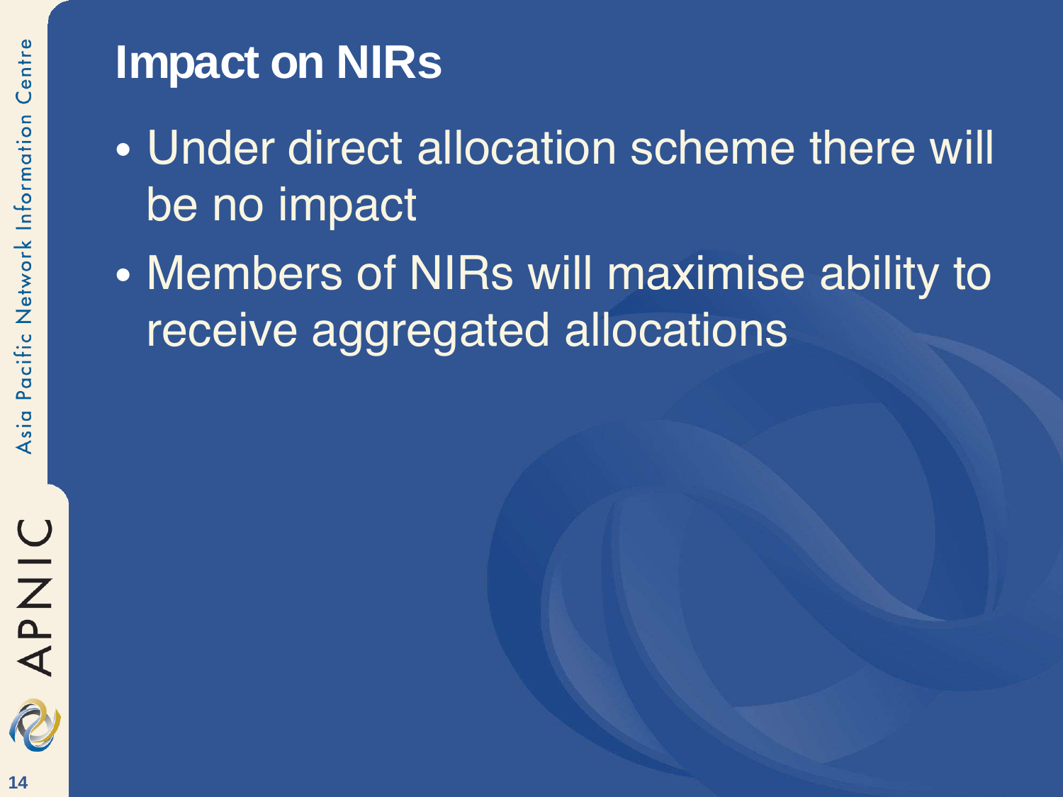# Impact on NIRs

- Under direct allocation scheme there will be no impact
- Members of NIRs will maximise ability to receive aggregated allocations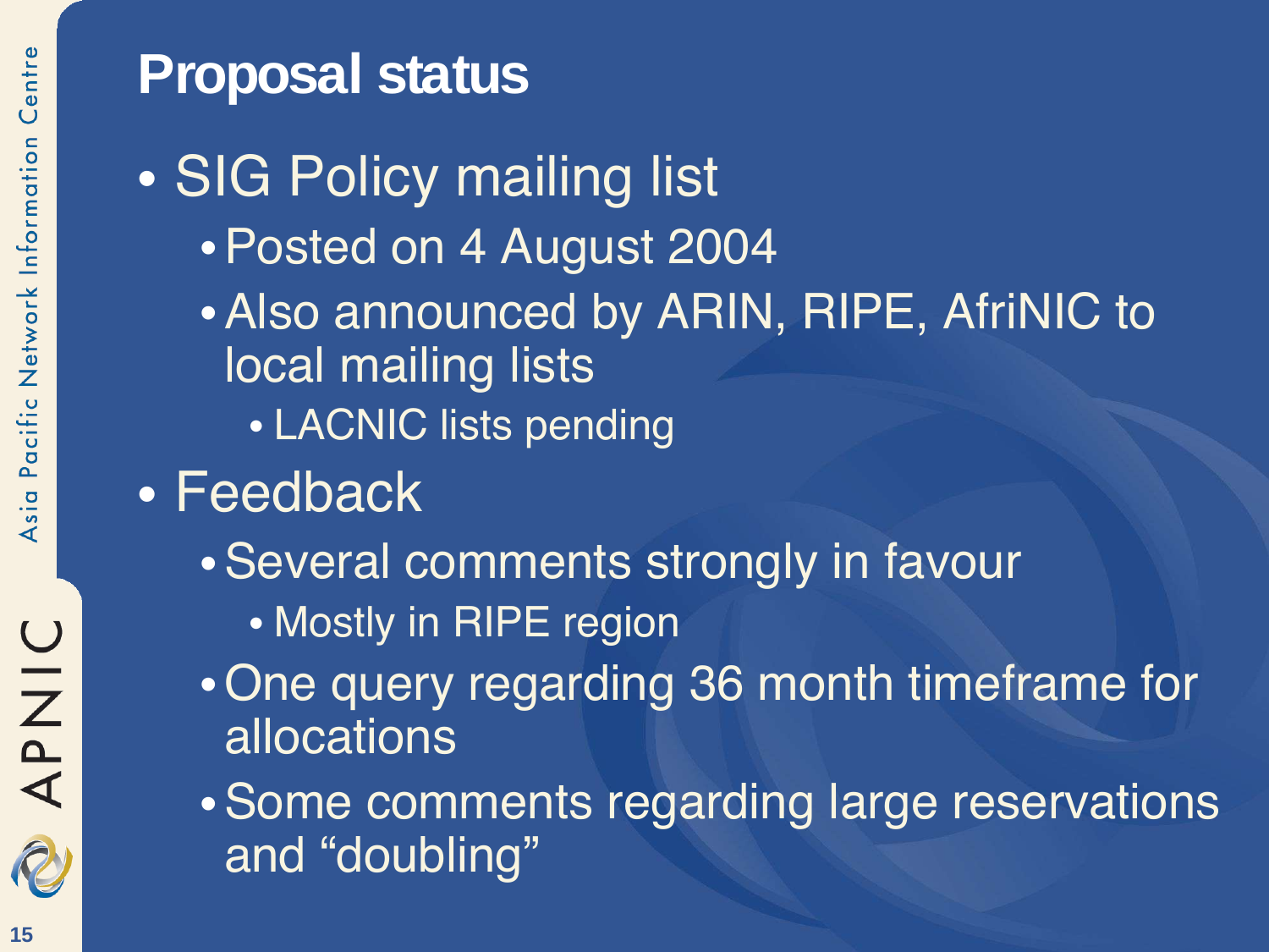# Proposal status

- SIG Policy mailing list
  - Posted on 4 August 2004
  - Also announced by ARIN, RIPE, AfriNIC to local mailing lists
    - LACNIC lists pending
- Feedback
  - Several comments strongly in favour
    - Mostly in RIPE region
  - One query regarding 36 month timeframe for allocations
  - Some comments regarding large reservations and “doubling”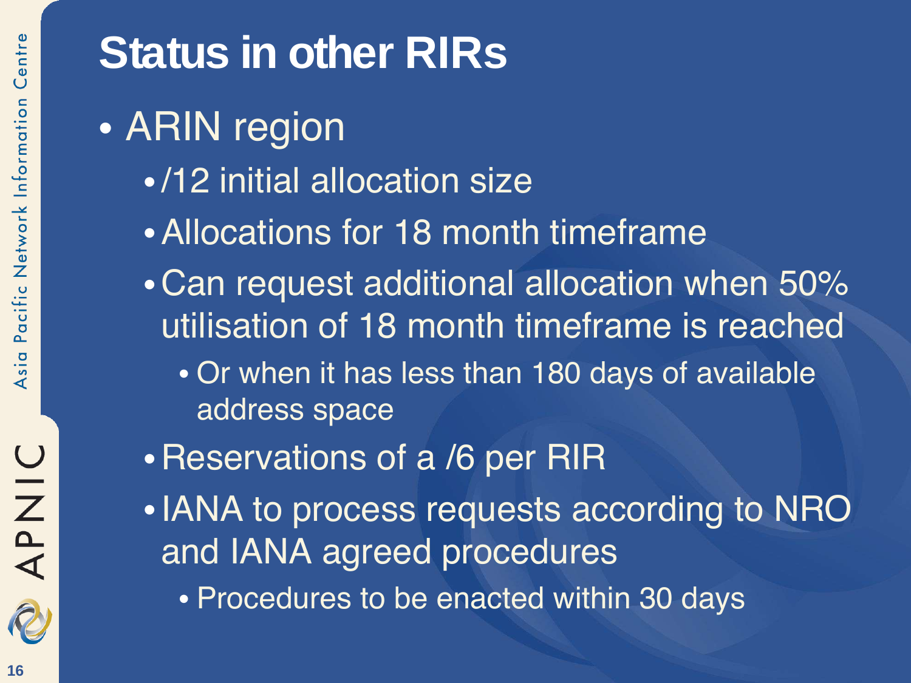# Status in other RIRs

- ARIN region
  - /12 initial allocation size
  - Allocations for 18 month timeframe
  - Can request additional allocation when 50% utilisation of 18 month timeframe is reached
    - Or when it has less than 180 days of available address space
  - Reservations of a /6 per RIR
  - IANA to process requests according to NRO and IANA agreed procedures
    - Procedures to be enacted within 30 days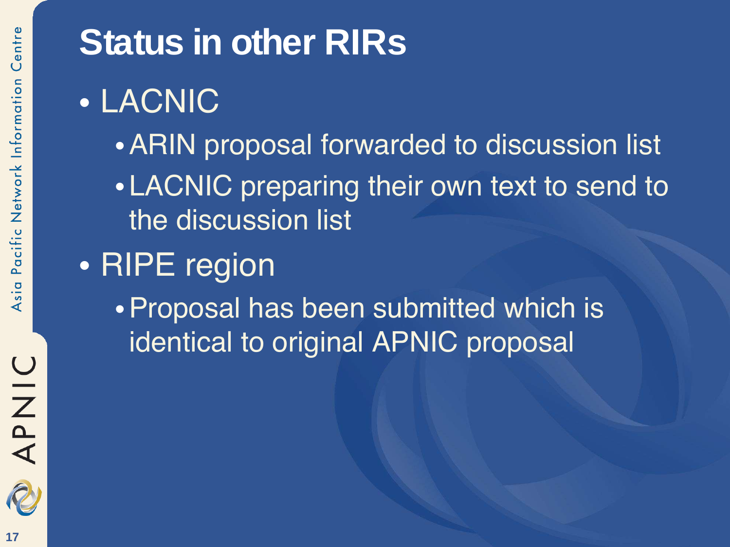# Status in other RIRs

- LACNIC
  - ARIN proposal forwarded to discussion list
  - LACNIC preparing their own text to send to the discussion list
- RIPE region
  - Proposal has been submitted which is identical to original APNIC proposal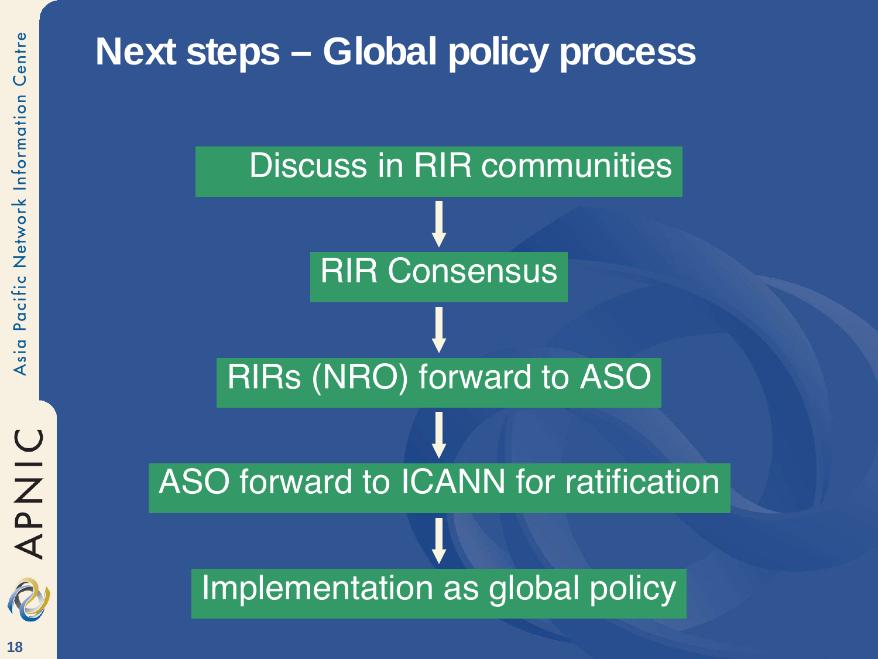# Next steps – Global policy process

1. Discuss in RIR communities
2. RIR Consensus
3. RIRs (NRO) forward to ASO
4. ASO forward to ICANN for ratification
5. Implementation as global policy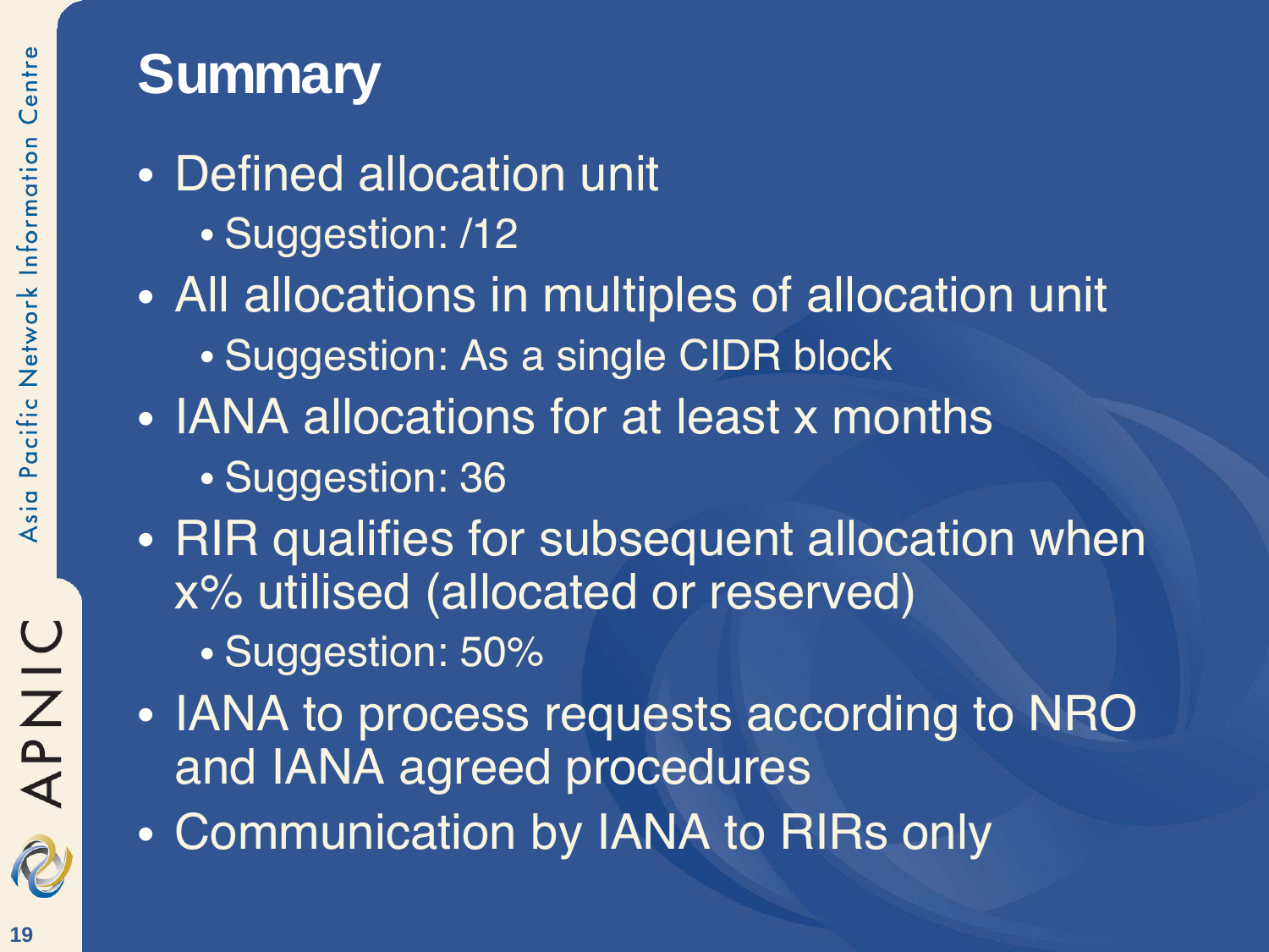# Summary

- Defined allocation unit
  - Suggestion: /12
- All allocations in multiples of allocation unit
  - Suggestion: As a single CIDR block
- IANA allocations for at least x months
  - Suggestion: 36
- RIR qualifies for subsequent allocation when x% utilised (allocated or reserved)
  - Suggestion: 50%
- IANA to process requests according to NRO and IANA agreed procedures
- Communication by IANA to RIRs only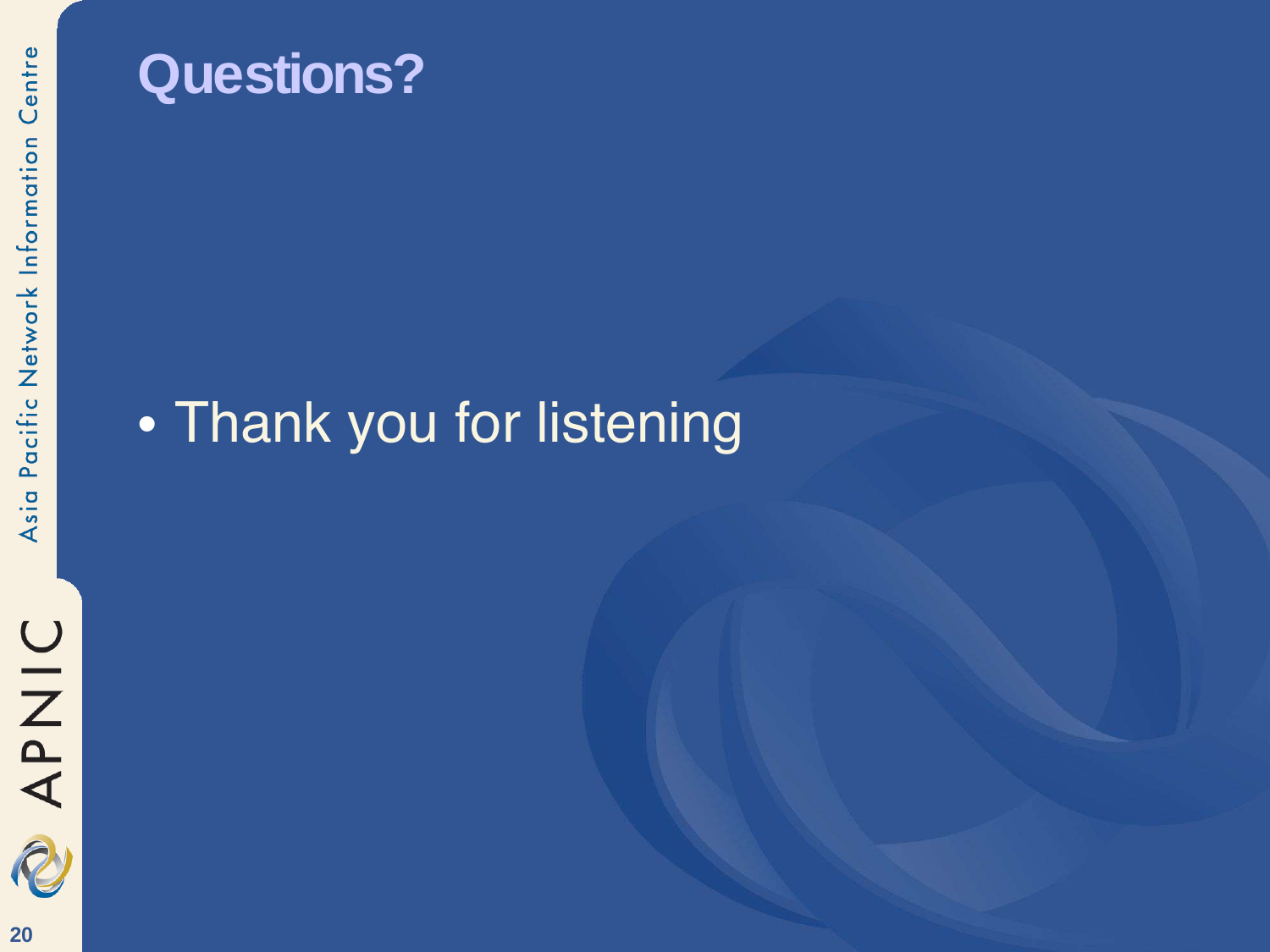# Questions?

- Thank you for listening